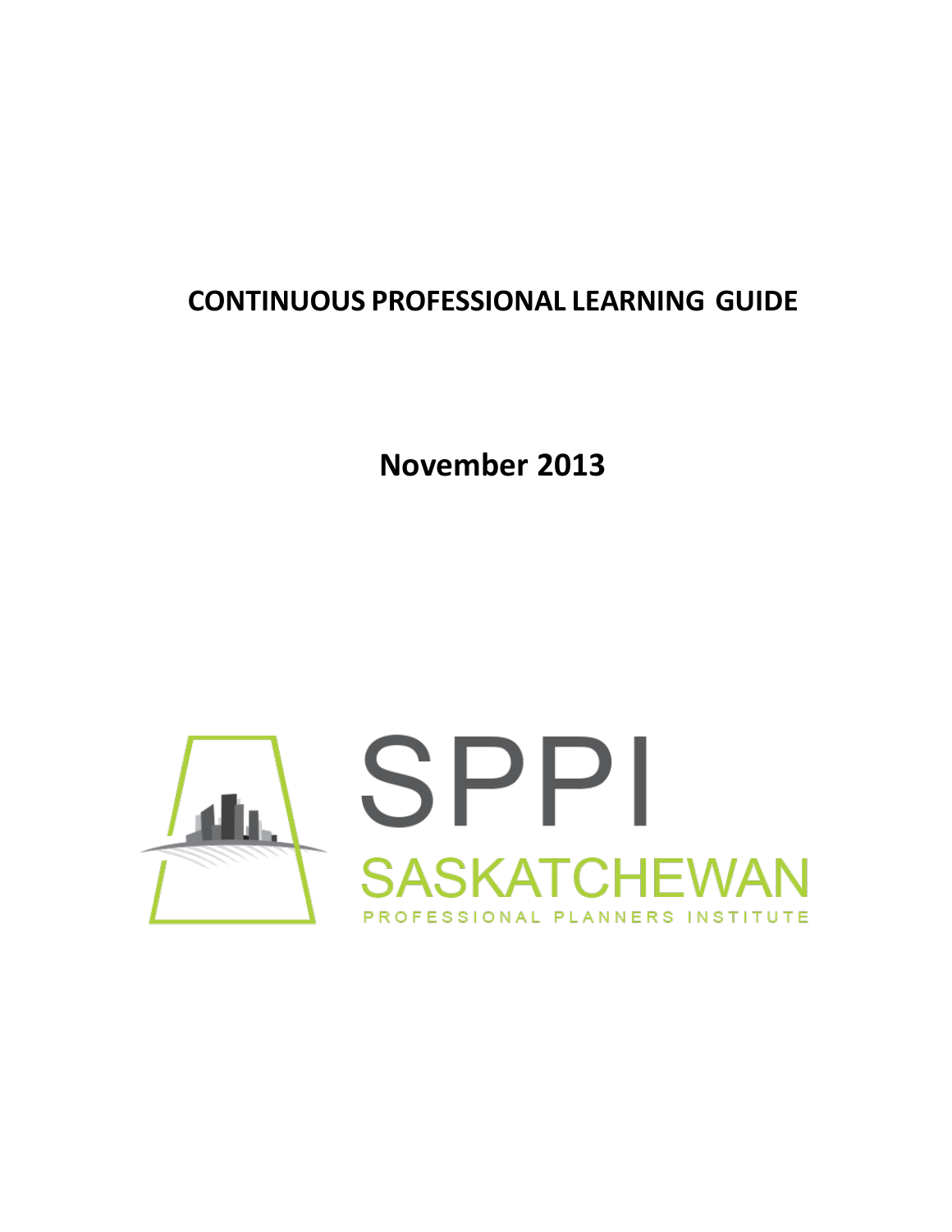# CONTINUOUS PROFESSIONAL LEARNING GUIDE

**November 2013**

SPPI

SASKATCHEWAN

PROFESSIONAL PLANNERS INSTITUTE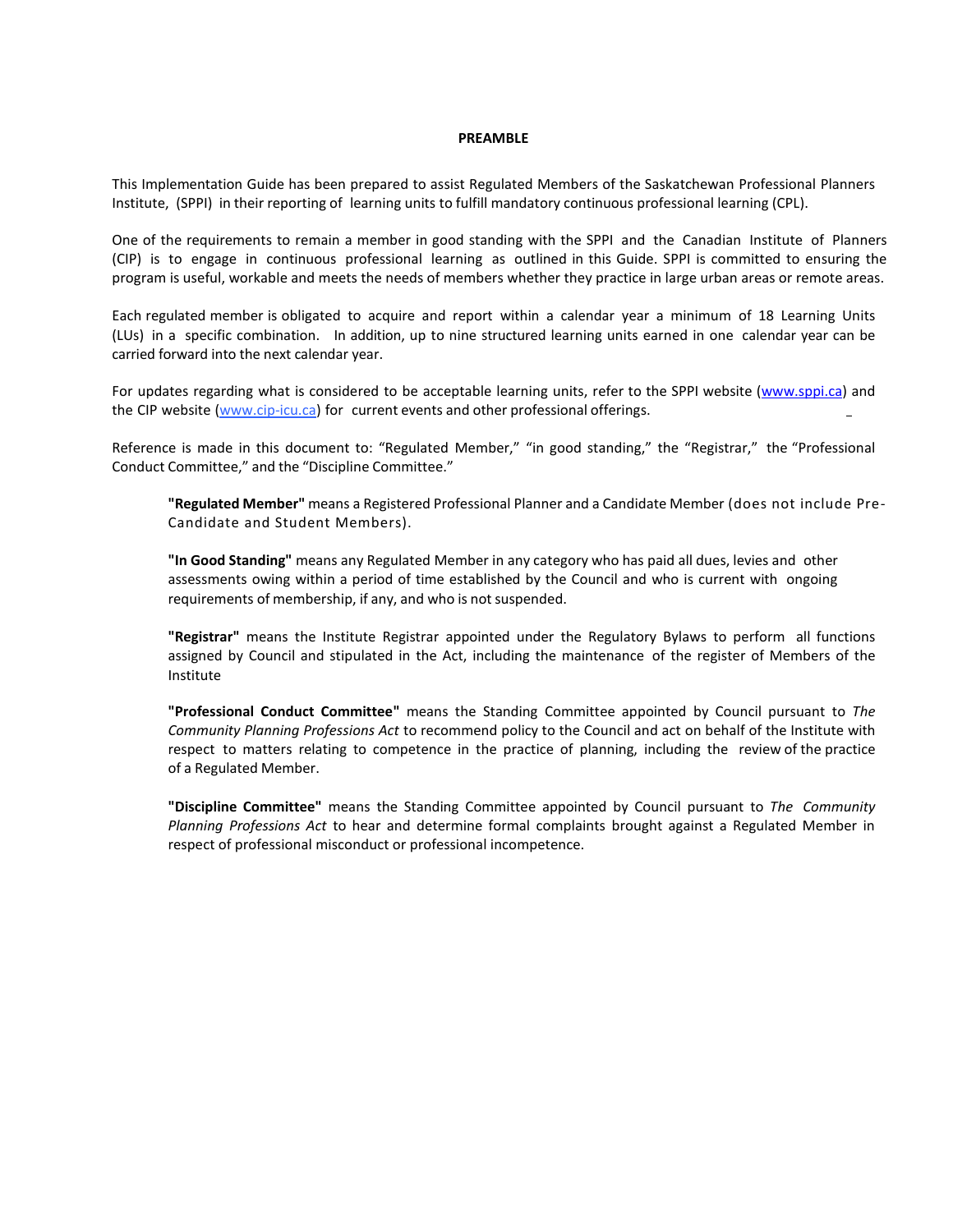## PREAMBLE

This Implementation Guide has been prepared to assist Regulated Members of the Saskatchewan Professional Planners Institute, (SPPI) in their reporting of learning units to fulfill mandatory continuous professional learning (CPL).

One of the requirements to remain a member in good standing with the SPPI and the Canadian Institute of Planners (CIP) is to engage in continuous professional learning as outlined in this Guide. SPPI is committed to ensuring the program is useful, workable and meets the needs of members whether they practice in large urban areas or remote areas.

Each regulated member is obligated to acquire and report within a calendar year a minimum of 18 Learning Units (LUs) in a specific combination. In addition, up to nine structured learning units earned in one calendar year can be carried forward into the next calendar year.

For updates regarding what is considered to be acceptable learning units, refer to the SPPI website ([www.sppi.ca](http://www.sppi.ca)) and the CIP website ([www.cip-icu.ca](http://www.cip-icu.ca)) for current events and other professional offerings.

Reference is made in this document to: "Regulated Member," "in good standing," the "Registrar," the "Professional Conduct Committee," and the "Discipline Committee."

> **"Regulated Member"** means a Registered Professional Planner and a Candidate Member (does not include Pre-Candidate and Student Members).
>
> **"In Good Standing"** means any Regulated Member in any category who has paid all dues, levies and other assessments owing within a period of time established by the Council and who is current with ongoing requirements of membership, if any, and who is not suspended.
>
> **"Registrar"** means the Institute Registrar appointed under the Regulatory Bylaws to perform all functions assigned by Council and stipulated in the Act, including the maintenance of the register of Members of the Institute
>
> **"Professional Conduct Committee"** means the Standing Committee appointed by Council pursuant to *The Community Planning Professions Act* to recommend policy to the Council and act on behalf of the Institute with respect to matters relating to competence in the practice of planning, including the review of the practice of a Regulated Member.
>
> **"Discipline Committee"** means the Standing Committee appointed by Council pursuant to *The Community Planning Professions Act* to hear and determine formal complaints brought against a Regulated Member in respect of professional misconduct or professional incompetence.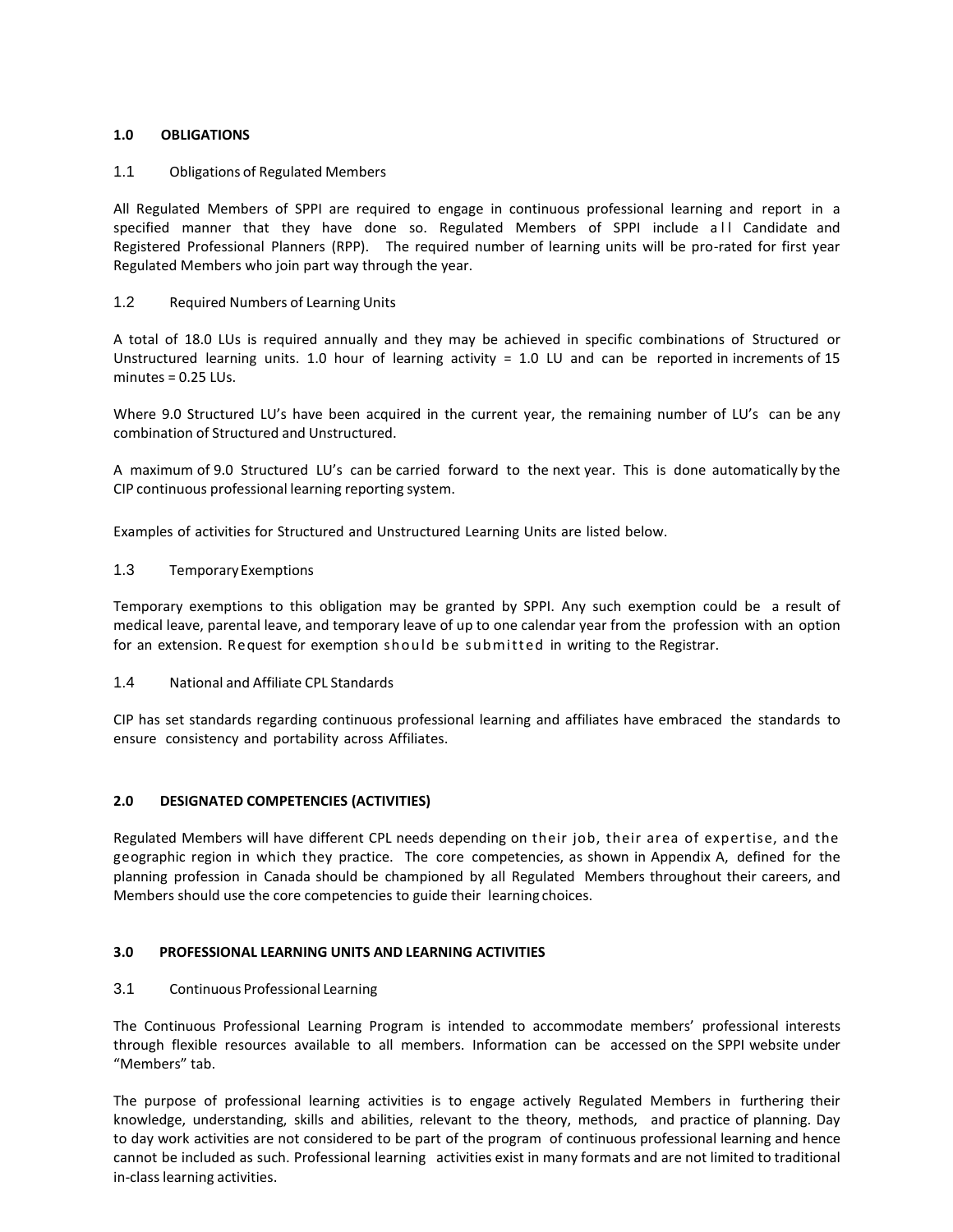## 1.0 OBLIGATIONS

### 1.1 Obligations of Regulated Members

All Regulated Members of SPPI are required to engage in continuous professional learning and report in a specified manner that they have done so. Regulated Members of SPPI include all Candidate and Registered Professional Planners (RPP). The required number of learning units will be pro-rated for first year Regulated Members who join part way through the year.

### 1.2 Required Numbers of Learning Units

A total of 18.0 LUs is required annually and they may be achieved in specific combinations of Structured or Unstructured learning units. 1.0 hour of learning activity = 1.0 LU and can be reported in increments of 15 minutes = 0.25 LUs.

Where 9.0 Structured LU's have been acquired in the current year, the remaining number of LU's can be any combination of Structured and Unstructured.

A maximum of 9.0 Structured LU's can be carried forward to the next year. This is done automatically by the CIP continuous professional learning reporting system.

Examples of activities for Structured and Unstructured Learning Units are listed below.

### 1.3 Temporary Exemptions

Temporary exemptions to this obligation may be granted by SPPI. Any such exemption could be a result of medical leave, parental leave, and temporary leave of up to one calendar year from the profession with an option for an extension. Request for exemption should be submitted in writing to the Registrar.

### 1.4 National and Affiliate CPL Standards

CIP has set standards regarding continuous professional learning and affiliates have embraced the standards to ensure consistency and portability across Affiliates.

## 2.0 DESIGNATED COMPETENCIES (ACTIVITIES)

Regulated Members will have different CPL needs depending on their job, their area of expertise, and the geographic region in which they practice. The core competencies, as shown in Appendix A, defined for the planning profession in Canada should be championed by all Regulated Members throughout their careers, and Members should use the core competencies to guide their learning choices.

## 3.0 PROFESSIONAL LEARNING UNITS AND LEARNING ACTIVITIES

### 3.1 Continuous Professional Learning

The Continuous Professional Learning Program is intended to accommodate members' professional interests through flexible resources available to all members. Information can be accessed on the SPPI website under "Members" tab.

The purpose of professional learning activities is to engage actively Regulated Members in furthering their knowledge, understanding, skills and abilities, relevant to the theory, methods, and practice of planning. Day to day work activities are not considered to be part of the program of continuous professional learning and hence cannot be included as such. Professional learning activities exist in many formats and are not limited to traditional in-class learning activities.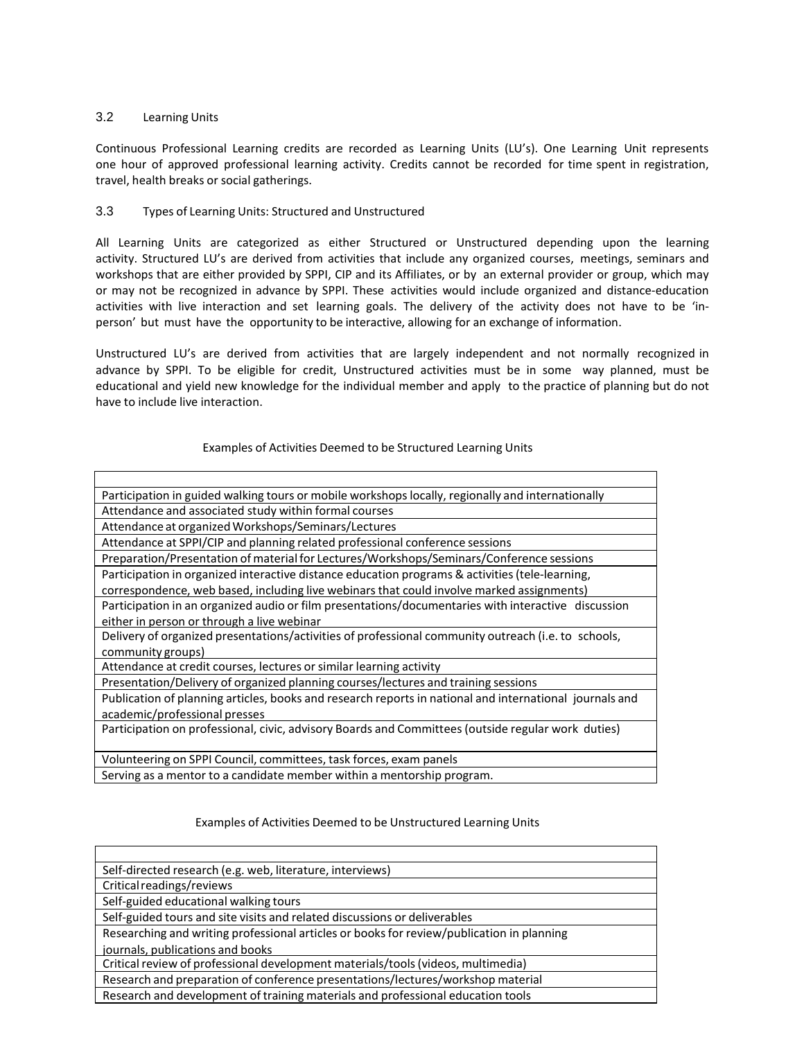### 3.2 Learning Units

Continuous Professional Learning credits are recorded as Learning Units (LU's). One Learning Unit represents one hour of approved professional learning activity. Credits cannot be recorded for time spent in registration, travel, health breaks or social gatherings.

### 3.3 Types of Learning Units: Structured and Unstructured

All Learning Units are categorized as either Structured or Unstructured depending upon the learning activity. Structured LU's are derived from activities that include any organized courses, meetings, seminars and workshops that are either provided by SPPI, CIP and its Affiliates, or by an external provider or group, which may or may not be recognized in advance by SPPI. These activities would include organized and distance-education activities with live interaction and set learning goals. The delivery of the activity does not have to be 'in-person' but must have the opportunity to be interactive, allowing for an exchange of information.

Unstructured LU's are derived from activities that are largely independent and not normally recognized in advance by SPPI. To be eligible for credit, Unstructured activities must be in some way planned, must be educational and yield new knowledge for the individual member and apply to the practice of planning but do not have to include live interaction.

Examples of Activities Deemed to be Structured Learning Units

| |
|---|
| Participation in guided walking tours or mobile workshops locally, regionally and internationally |
| Attendance and associated study within formal courses |
| Attendance at organized Workshops/Seminars/Lectures |
| Attendance at SPPI/CIP and planning related professional conference sessions |
| Preparation/Presentation of material for Lectures/Workshops/Seminars/Conference sessions |
| Participation in organized interactive distance education programs & activities (tele-learning, correspondence, web based, including live webinars that could involve marked assignments) |
| Participation in an organized audio or film presentations/documentaries with interactive discussion either in person or through a live webinar |
| Delivery of organized presentations/activities of professional community outreach (i.e. to schools, community groups) |
| Attendance at credit courses, lectures or similar learning activity |
| Presentation/Delivery of organized planning courses/lectures and training sessions |
| Publication of planning articles, books and research reports in national and international journals and academic/professional presses |
| Participation on professional, civic, advisory Boards and Committees (outside regular work duties) |
| Volunteering on SPPI Council, committees, task forces, exam panels |
| Serving as a mentor to a candidate member within a mentorship program. |

Examples of Activities Deemed to be Unstructured Learning Units

| |
|---|
| Self-directed research (e.g. web, literature, interviews) |
| Critical readings/reviews |
| Self-guided educational walking tours |
| Self-guided tours and site visits and related discussions or deliverables |
| Researching and writing professional articles or books for review/publication in planning journals, publications and books |
| Critical review of professional development materials/tools (videos, multimedia) |
| Research and preparation of conference presentations/lectures/workshop material |
| Research and development of training materials and professional education tools |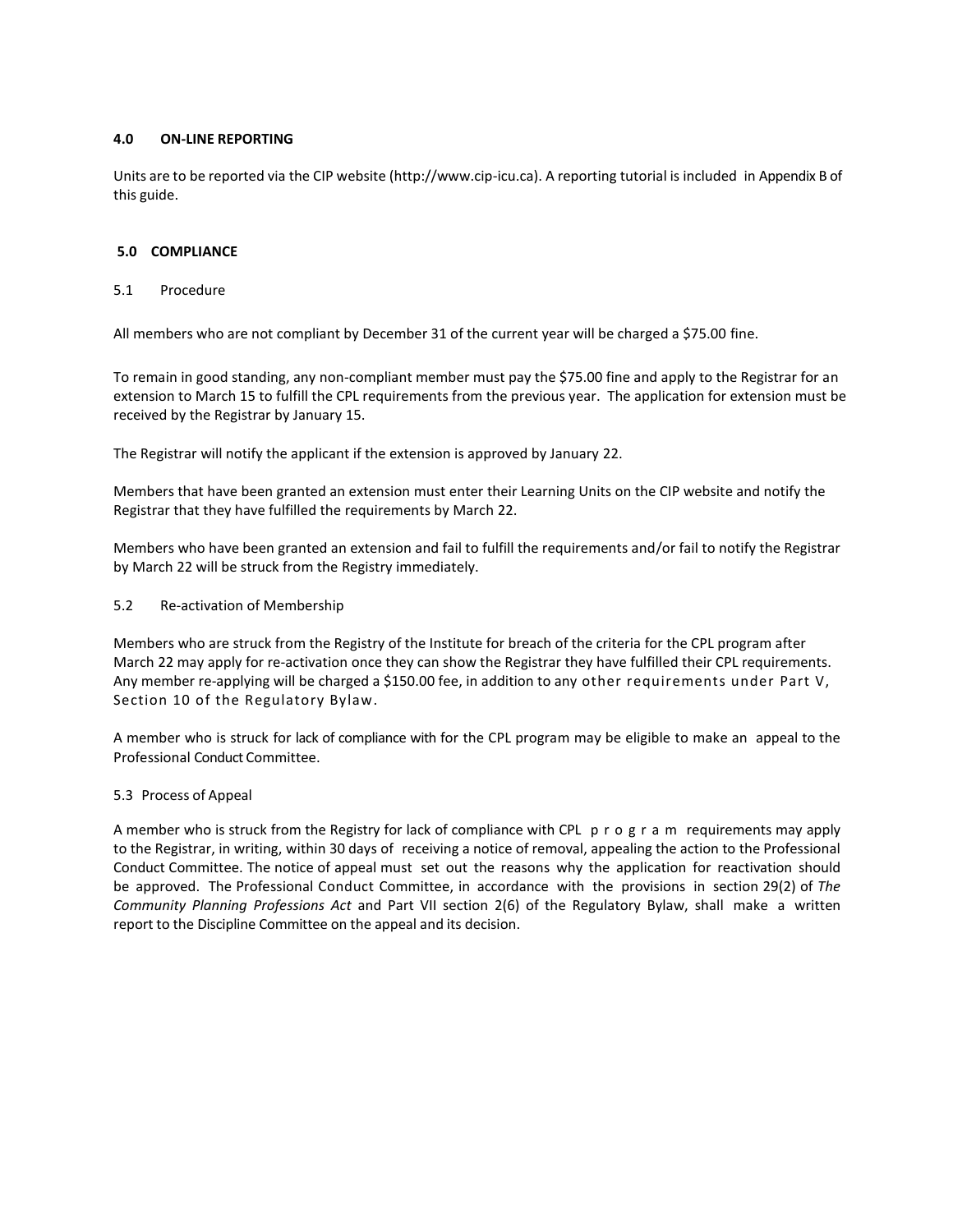## 4.0 ON-LINE REPORTING

Units are to be reported via the CIP website (http://www.cip-icu.ca). A reporting tutorial is included in Appendix B of this guide.

## 5.0 COMPLIANCE

### 5.1 Procedure

All members who are not compliant by December 31 of the current year will be charged a $75.00 fine.

To remain in good standing, any non-compliant member must pay the $75.00 fine and apply to the Registrar for an extension to March 15 to fulfill the CPL requirements from the previous year. The application for extension must be received by the Registrar by January 15.

The Registrar will notify the applicant if the extension is approved by January 22.

Members that have been granted an extension must enter their Learning Units on the CIP website and notify the Registrar that they have fulfilled the requirements by March 22.

Members who have been granted an extension and fail to fulfill the requirements and/or fail to notify the Registrar by March 22 will be struck from the Registry immediately.

### 5.2 Re-activation of Membership

Members who are struck from the Registry of the Institute for breach of the criteria for the CPL program after March 22 may apply for re-activation once they can show the Registrar they have fulfilled their CPL requirements. Any member re-applying will be charged a $150.00 fee, in addition to any other requirements under Part V, Section 10 of the Regulatory Bylaw.

A member who is struck for lack of compliance with for the CPL program may be eligible to make an appeal to the Professional Conduct Committee.

### 5.3 Process of Appeal

A member who is struck from the Registry for lack of compliance with CPL program requirements may apply to the Registrar, in writing, within 30 days of receiving a notice of removal, appealing the action to the Professional Conduct Committee. The notice of appeal must set out the reasons why the application for reactivation should be approved. The Professional Conduct Committee, in accordance with the provisions in section 29(2) of *The Community Planning Professions Act* and Part VII section 2(6) of the Regulatory Bylaw, shall make a written report to the Discipline Committee on the appeal and its decision.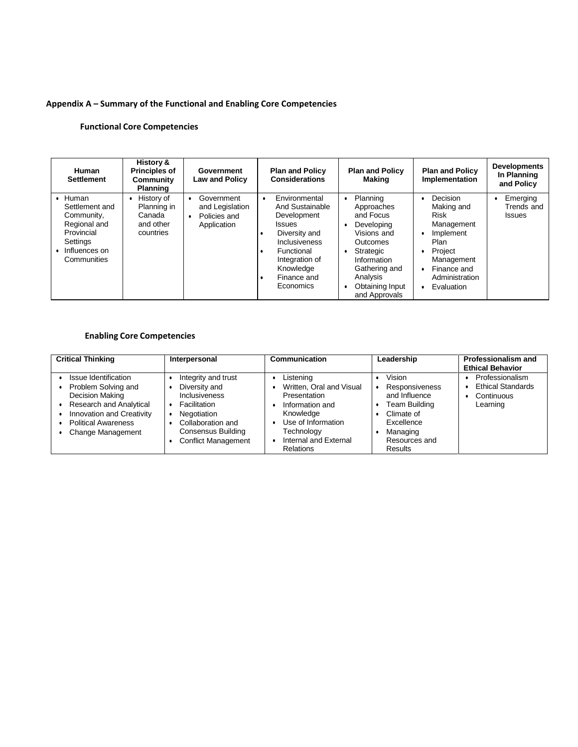## Appendix A – Summary of the Functional and Enabling Core Competencies

### Functional Core Competencies

| Human Settlement | History & Principles of Community Planning | Government Law and Policy | Plan and Policy Considerations | Plan and Policy Making | Plan and Policy Implementation | Developments In Planning and Policy |
|---|---|---|---|---|---|---|
| • Human Settlement and Community, Regional and Provincial Settings<br>• Influences on Communities | • History of Planning in Canada and other countries | • Government and Legislation<br>• Policies and Application | • Environmental And Sustainable Development Issues<br>• Diversity and Inclusiveness<br>• Functional Integration of Knowledge<br>• Finance and Economics | • Planning Approaches and Focus<br>• Developing Visions and Outcomes<br>• Strategic Information Gathering and Analysis<br>• Obtaining Input and Approvals | • Decision Making and Risk Management<br>• Implement Plan<br>• Project Management<br>• Finance and Administration<br>• Evaluation | • Emerging Trends and Issues |

### Enabling Core Competencies

| Critical Thinking | Interpersonal | Communication | Leadership | Professionalism and Ethical Behavior |
|---|---|---|---|---|
| • Issue Identification<br>• Problem Solving and Decision Making<br>• Research and Analytical<br>• Innovation and Creativity<br>• Political Awareness<br>• Change Management | • Integrity and trust<br>• Diversity and Inclusiveness<br>• Facilitation<br>• Negotiation<br>• Collaboration and Consensus Building<br>• Conflict Management | • Listening<br>• Written, Oral and Visual Presentation<br>• Information and Knowledge<br>• Use of Information Technology<br>• Internal and External Relations | • Vision<br>• Responsiveness and Influence<br>• Team Building<br>• Climate of Excellence<br>• Managing Resources and Results | • Professionalism<br>• Ethical Standards<br>• Continuous Learning |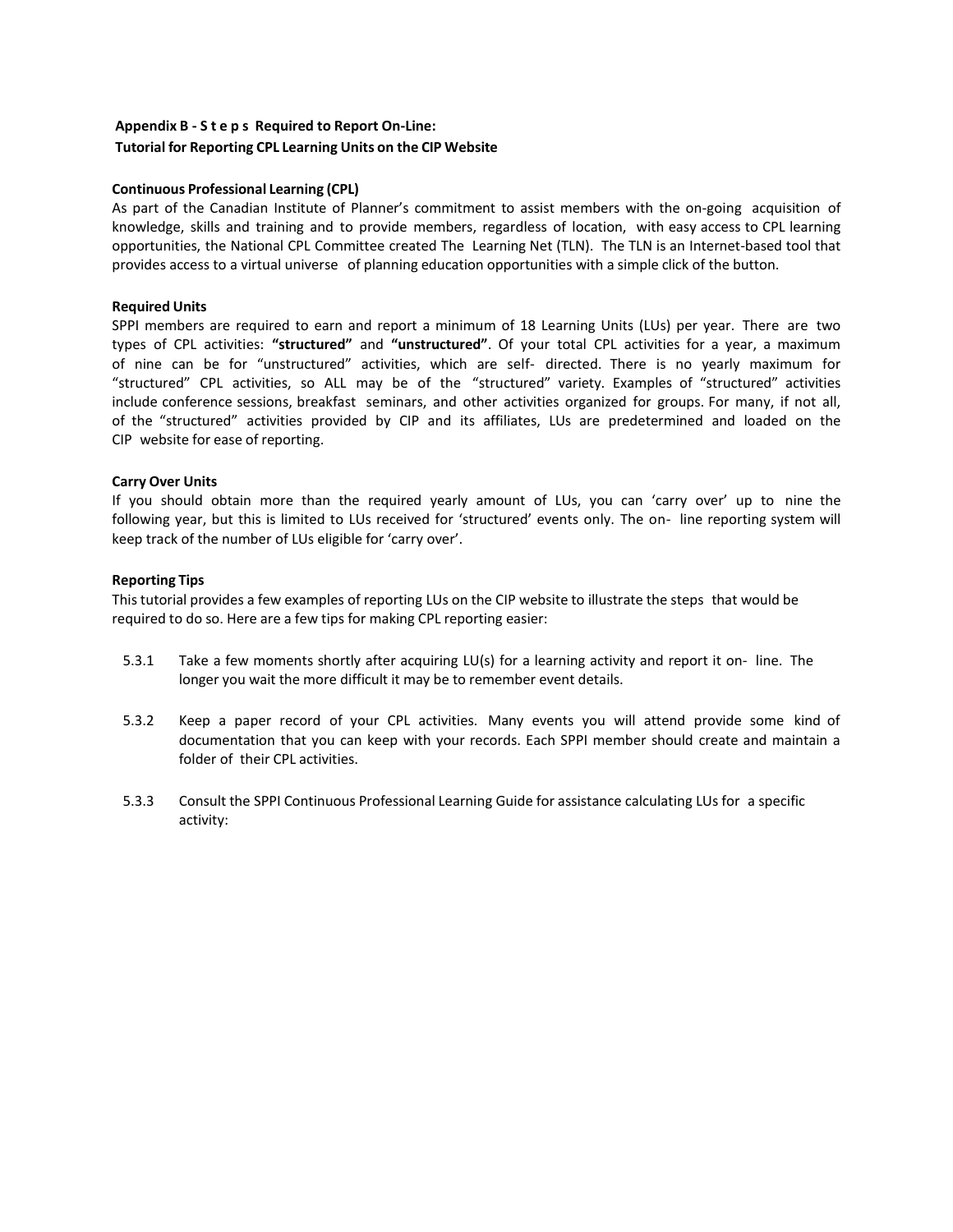**Appendix B - S t e p s Required to Report On-Line:**
**Tutorial for Reporting CPL Learning Units on the CIP Website**

**Continuous Professional Learning (CPL)**

As part of the Canadian Institute of Planner's commitment to assist members with the on-going acquisition of knowledge, skills and training and to provide members, regardless of location, with easy access to CPL learning opportunities, the National CPL Committee created The Learning Net (TLN). The TLN is an Internet-based tool that provides access to a virtual universe of planning education opportunities with a simple click of the button.

**Required Units**

SPPI members are required to earn and report a minimum of 18 Learning Units (LUs) per year. There are two types of CPL activities: **"structured"** and **"unstructured"**. Of your total CPL activities for a year, a maximum of nine can be for "unstructured" activities, which are self- directed. There is no yearly maximum for "structured" CPL activities, so ALL may be of the "structured" variety. Examples of "structured" activities include conference sessions, breakfast seminars, and other activities organized for groups. For many, if not all, of the "structured" activities provided by CIP and its affiliates, LUs are predetermined and loaded on the CIP website for ease of reporting.

**Carry Over Units**

If you should obtain more than the required yearly amount of LUs, you can 'carry over' up to nine the following year, but this is limited to LUs received for 'structured' events only. The on- line reporting system will keep track of the number of LUs eligible for 'carry over'.

**Reporting Tips**

This tutorial provides a few examples of reporting LUs on the CIP website to illustrate the steps that would be required to do so. Here are a few tips for making CPL reporting easier:

5.3.1 Take a few moments shortly after acquiring LU(s) for a learning activity and report it on- line. The longer you wait the more difficult it may be to remember event details.

5.3.2 Keep a paper record of your CPL activities. Many events you will attend provide some kind of documentation that you can keep with your records. Each SPPI member should create and maintain a folder of their CPL activities.

5.3.3 Consult the SPPI Continuous Professional Learning Guide for assistance calculating LUs for a specific activity: